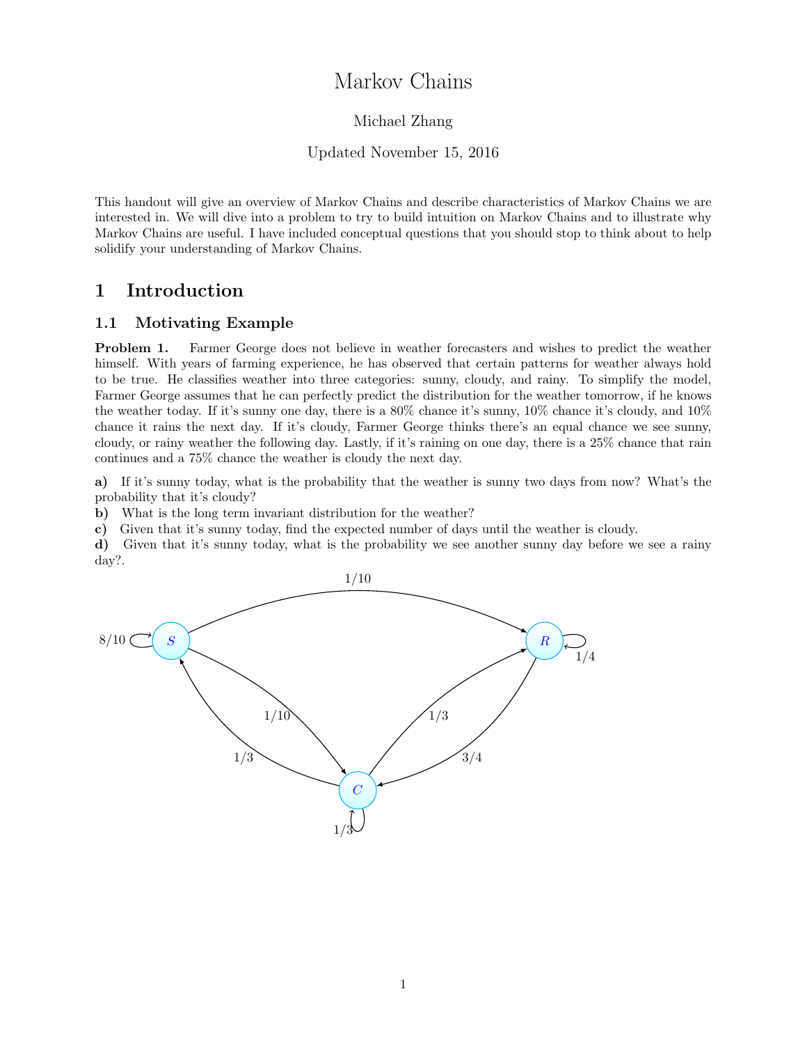# Markov Chains

Michael Zhang

Updated November 15, 2016

This handout will give an overview of Markov Chains and describe characteristics of Markov Chains we are interested in. We will dive into a problem to try to build intuition on Markov Chains and to illustrate why Markov Chains are useful. I have included conceptual questions that you should stop to think about to help solidify your understanding of Markov Chains.

## 1 Introduction

### 1.1 Motivating Example

**Problem 1.** Farmer George does not believe in weather forecasters and wishes to predict the weather himself. With years of farming experience, he has observed that certain patterns for weather always hold to be true. He classifies weather into three categories: sunny, cloudy, and rainy. To simplify the model, Farmer George assumes that he can perfectly predict the distribution for the weather tomorrow, if he knows the weather today. If it's sunny one day, there is a 80% chance it's sunny, 10% chance it's cloudy, and 10% chance it rains the next day. If it's cloudy, Farmer George thinks there's an equal chance we see sunny, cloudy, or rainy weather the following day. Lastly, if it's raining on one day, there is a 25% chance that rain continues and a 75% chance the weather is cloudy the next day.

**a)** If it's sunny today, what is the probability that the weather is sunny two days from now? What's the probability that it's cloudy?
**b)** What is the long term invariant distribution for the weather?
**c)** Given that it's sunny today, find the expected number of days until the weather is cloudy.
**d)** Given that it's sunny today, what is the probability we see another sunny day before we see a rainy day?.

1/10

8/10 $S$ $R$ 1/4

1/10 1/3

1/3 3/4

$C$

1/3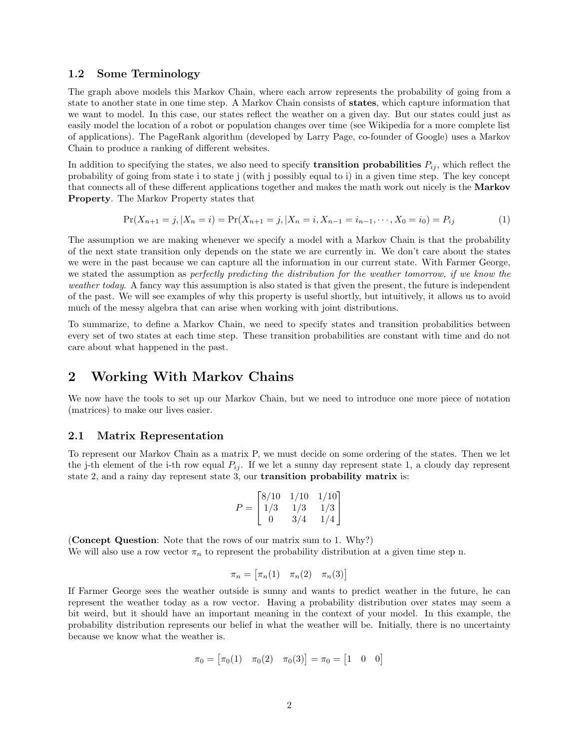### 1.2 Some Terminology

The graph above models this Markov Chain, where each arrow represents the probability of going from a state to another state in one time step. A Markov Chain consists of **states**, which capture information that we want to model. In this case, our states reflect the weather on a given day. But our states could just as easily model the location of a robot or population changes over time (see Wikipedia for a more complete list of applications). The PageRank algorithm (developed by Larry Page, co-founder of Google) uses a Markov Chain to produce a ranking of different websites.

In addition to specifying the states, we also need to specify **transition probabilities** $P_{ij}$, which reflect the probability of going from state i to state j (with j possibly equal to i) in a given time step. The key concept that connects all of these different applications together and makes the math work out nicely is the **Markov Property**. The Markov Property states that

$$\Pr(X_{n+1} = j, | X_n = i) = \Pr(X_{n+1} = j, | X_n = i, X_{n-1} = i_{n-1}, \cdots, X_0 = i_0) = P_{ij} \tag{1}$$

The assumption we are making whenever we specify a model with a Markov Chain is that the probability of the next state transition only depends on the state we are currently in. We don't care about the states we were in the past because we can capture all the information in our current state. With Farmer George, we stated the assumption as *perfectly predicting the distribution for the weather tomorrow, if we know the weather today*. A fancy way this assumption is also stated is that given the present, the future is independent of the past. We will see examples of why this property is useful shortly, but intuitively, it allows us to avoid much of the messy algebra that can arise when working with joint distributions.

To summarize, to define a Markov Chain, we need to specify states and transition probabilities between every set of two states at each time step. These transition probabilities are constant with time and do not care about what happened in the past.

## 2 Working With Markov Chains

We now have the tools to set up our Markov Chain, but we need to introduce one more piece of notation (matrices) to make our lives easier.

### 2.1 Matrix Representation

To represent our Markov Chain as a matrix P, we must decide on some ordering of the states. Then we let the j-th element of the i-th row equal $P_{ij}$. If we let a sunny day represent state 1, a cloudy day represent state 2, and a rainy day represent state 3, our **transition probability matrix** is:

$$P = \begin{bmatrix} 8/10 & 1/10 & 1/10 \\ 1/3 & 1/3 & 1/3 \\ 0 & 3/4 & 1/4 \end{bmatrix}$$

(**Concept Question**: Note that the rows of our matrix sum to 1. Why?)
We will also use a row vector $\pi_n$ to represent the probability distribution at a given time step n.

$$\pi_n = \begin{bmatrix} \pi_n(1) & \pi_n(2) & \pi_n(3) \end{bmatrix}$$

If Farmer George sees the weather outside is sunny and wants to predict weather in the future, he can represent the weather today as a row vector. Having a probability distribution over states may seem a bit weird, but it should have an important meaning in the context of your model. In this example, the probability distribution represents our belief in what the weather will be. Initially, there is no uncertainty because we know what the weather is.

$$\pi_0 = \begin{bmatrix} \pi_0(1) & \pi_0(2) & \pi_0(3) \end{bmatrix} = \pi_0 = \begin{bmatrix} 1 & 0 & 0 \end{bmatrix}$$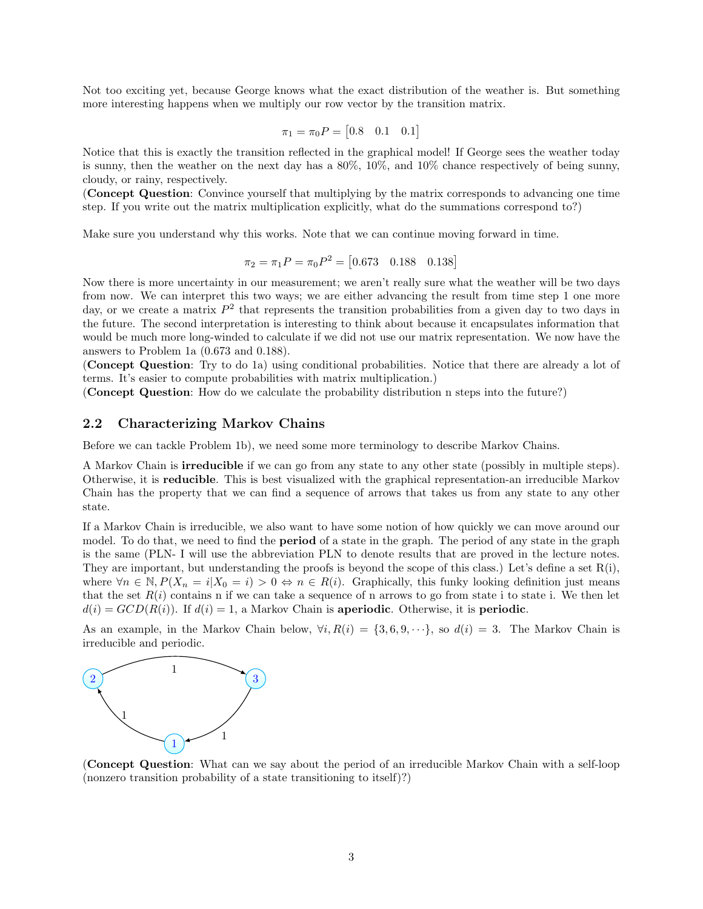Not too exciting yet, because George knows what the exact distribution of the weather is. But something more interesting happens when we multiply our row vector by the transition matrix.

$$\pi_1 = \pi_0 P = \begin{bmatrix} 0.8 & 0.1 & 0.1 \end{bmatrix}$$

Notice that this is exactly the transition reflected in the graphical model! If George sees the weather today is sunny, then the weather on the next day has a 80%, 10%, and 10% chance respectively of being sunny, cloudy, or rainy, respectively.

(**Concept Question**: Convince yourself that multiplying by the matrix corresponds to advancing one time step. If you write out the matrix multiplication explicitly, what do the summations correspond to?)

Make sure you understand why this works. Note that we can continue moving forward in time.

$$\pi_2 = \pi_1 P = \pi_0 P^2 = \begin{bmatrix} 0.673 & 0.188 & 0.138 \end{bmatrix}$$

Now there is more uncertainty in our measurement; we aren't really sure what the weather will be two days from now. We can interpret this two ways; we are either advancing the result from time step 1 one more day, or we create a matrix $P^2$ that represents the transition probabilities from a given day to two days in the future. The second interpretation is interesting to think about because it encapsulates information that would be much more long-winded to calculate if we did not use our matrix representation. We now have the answers to Problem 1a (0.673 and 0.188).

(**Concept Question**: Try to do 1a) using conditional probabilities. Notice that there are already a lot of terms. It's easier to compute probabilities with matrix multiplication.)

(**Concept Question**: How do we calculate the probability distribution n steps into the future?)

## 2.2 Characterizing Markov Chains

Before we can tackle Problem 1b), we need some more terminology to describe Markov Chains.

A Markov Chain is **irreducible** if we can go from any state to any other state (possibly in multiple steps). Otherwise, it is **reducible**. This is best visualized with the graphical representation-an irreducible Markov Chain has the property that we can find a sequence of arrows that takes us from any state to any other state.

If a Markov Chain is irreducible, we also want to have some notion of how quickly we can move around our model. To do that, we need to find the **period** of a state in the graph. The period of any state in the graph is the same (PLN- I will use the abbreviation PLN to denote results that are proved in the lecture notes. They are important, but understanding the proofs is beyond the scope of this class.) Let's define a set R(i), where $\forall n \in \mathbb{N}, P(X_n = i | X_0 = i) > 0 \Leftrightarrow n \in R(i)$. Graphically, this funky looking definition just means that the set $R(i)$ contains n if we can take a sequence of n arrows to go from state i to state i. We then let $d(i) = GCD(R(i))$. If $d(i) = 1$, a Markov Chain is **aperiodic**. Otherwise, it is **periodic**.

As an example, in the Markov Chain below, $\forall i, R(i) = \{3, 6, 9, \cdots\}$, so $d(i) = 3$. The Markov Chain is irreducible and periodic.

(**Concept Question**: What can we say about the period of an irreducible Markov Chain with a self-loop (nonzero transition probability of a state transitioning to itself)?)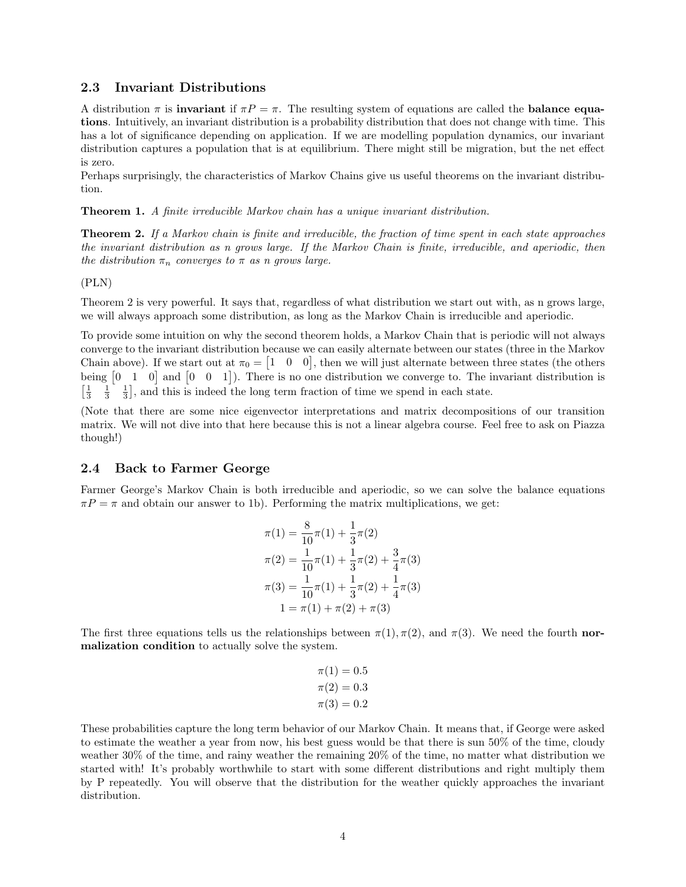### 2.3 Invariant Distributions

A distribution $\pi$ is **invariant** if $\pi P = \pi$. The resulting system of equations are called the **balance equations**. Intuitively, an invariant distribution is a probability distribution that does not change with time. This has a lot of significance depending on application. If we are modelling population dynamics, our invariant distribution captures a population that is at equilibrium. There might still be migration, but the net effect is zero.
Perhaps surprisingly, the characteristics of Markov Chains give us useful theorems on the invariant distribution.

**Theorem 1.** *A finite irreducible Markov chain has a unique invariant distribution.*

**Theorem 2.** *If a Markov chain is finite and irreducible, the fraction of time spent in each state approaches the invariant distribution as n grows large. If the Markov Chain is finite, irreducible, and aperiodic, then the distribution $\pi_n$ converges to $\pi$ as n grows large.*

(PLN)

Theorem 2 is very powerful. It says that, regardless of what distribution we start out with, as n grows large, we will always approach some distribution, as long as the Markov Chain is irreducible and aperiodic.

To provide some intuition on why the second theorem holds, a Markov Chain that is periodic will not always converge to the invariant distribution because we can easily alternate between our states (three in the Markov Chain above). If we start out at $\pi_0 = \begin{bmatrix} 1 & 0 & 0 \end{bmatrix}$, then we will just alternate between three states (the others being $\begin{bmatrix} 0 & 1 & 0 \end{bmatrix}$ and $\begin{bmatrix} 0 & 0 & 1 \end{bmatrix}$). There is no one distribution we converge to. The invariant distribution is $\begin{bmatrix} \frac{1}{3} & \frac{1}{3} & \frac{1}{3} \end{bmatrix}$, and this is indeed the long term fraction of time we spend in each state.

(Note that there are some nice eigenvector interpretations and matrix decompositions of our transition matrix. We will not dive into that here because this is not a linear algebra course. Feel free to ask on Piazza though!)

### 2.4 Back to Farmer George

Farmer George's Markov Chain is both irreducible and aperiodic, so we can solve the balance equations $\pi P = \pi$ and obtain our answer to 1b). Performing the matrix multiplications, we get:

$$
\begin{aligned}
\pi(1) &= \frac{8}{10}\pi(1) + \frac{1}{3}\pi(2) \\
\pi(2) &= \frac{1}{10}\pi(1) + \frac{1}{3}\pi(2) + \frac{3}{4}\pi(3) \\
\pi(3) &= \frac{1}{10}\pi(1) + \frac{1}{3}\pi(2) + \frac{1}{4}\pi(3) \\
1 &= \pi(1) + \pi(2) + \pi(3)
\end{aligned}
$$

The first three equations tells us the relationships between $\pi(1), \pi(2)$, and $\pi(3)$. We need the fourth **normalization condition** to actually solve the system.

$$
\begin{aligned}
\pi(1) &= 0.5 \\
\pi(2) &= 0.3 \\
\pi(3) &= 0.2
\end{aligned}
$$

These probabilities capture the long term behavior of our Markov Chain. It means that, if George were asked to estimate the weather a year from now, his best guess would be that there is sun 50% of the time, cloudy weather 30% of the time, and rainy weather the remaining 20% of the time, no matter what distribution we started with! It's probably worthwhile to start with some different distributions and right multiply them by P repeatedly. You will observe that the distribution for the weather quickly approaches the invariant distribution.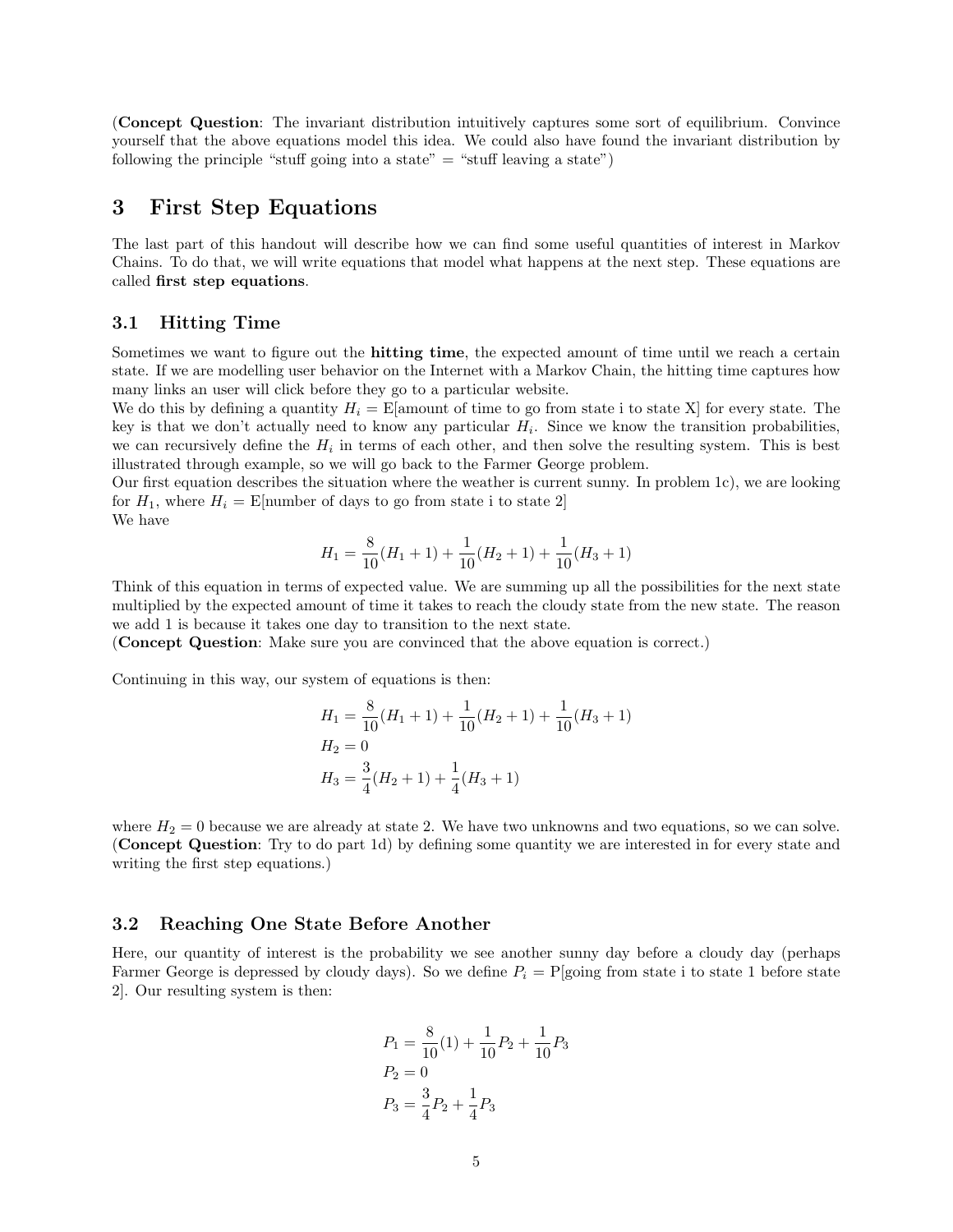(**Concept Question**: The invariant distribution intuitively captures some sort of equilibrium. Convince yourself that the above equations model this idea. We could also have found the invariant distribution by following the principle "stuff going into a state" = "stuff leaving a state")

# 3 First Step Equations

The last part of this handout will describe how we can find some useful quantities of interest in Markov Chains. To do that, we will write equations that model what happens at the next step. These equations are called **first step equations**.

## 3.1 Hitting Time

Sometimes we want to figure out the **hitting time**, the expected amount of time until we reach a certain state. If we are modelling user behavior on the Internet with a Markov Chain, the hitting time captures how many links an user will click before they go to a particular website.

We do this by defining a quantity $H_i = \text{E}[\text{amount of time to go from state i to state X}]$ for every state. The key is that we don't actually need to know any particular $H_i$. Since we know the transition probabilities, we can recursively define the $H_i$ in terms of each other, and then solve the resulting system. This is best illustrated through example, so we will go back to the Farmer George problem.

Our first equation describes the situation where the weather is current sunny. In problem 1c), we are looking for $H_1$, where $H_i = \text{E}[\text{number of days to go from state i to state 2}]$

We have

$$H_1 = \frac{8}{10}(H_1 + 1) + \frac{1}{10}(H_2 + 1) + \frac{1}{10}(H_3 + 1)$$

Think of this equation in terms of expected value. We are summing up all the possibilities for the next state multiplied by the expected amount of time it takes to reach the cloudy state from the new state. The reason we add 1 is because it takes one day to transition to the next state.

(**Concept Question**: Make sure you are convinced that the above equation is correct.)

Continuing in this way, our system of equations is then:

$$\begin{aligned}
H_1 &= \frac{8}{10}(H_1 + 1) + \frac{1}{10}(H_2 + 1) + \frac{1}{10}(H_3 + 1) \\
H_2 &= 0 \\
H_3 &= \frac{3}{4}(H_2 + 1) + \frac{1}{4}(H_3 + 1)
\end{aligned}$$

where $H_2 = 0$ because we are already at state 2. We have two unknowns and two equations, so we can solve.

(**Concept Question**: Try to do part 1d) by defining some quantity we are interested in for every state and writing the first step equations.)

## 3.2 Reaching One State Before Another

Here, our quantity of interest is the probability we see another sunny day before a cloudy day (perhaps Farmer George is depressed by cloudy days). So we define $P_i = \text{P}[\text{going from state i to state 1 before state 2}]$. Our resulting system is then:

$$\begin{aligned}
P_1 &= \frac{8}{10}(1) + \frac{1}{10}P_2 + \frac{1}{10}P_3 \\
P_2 &= 0 \\
P_3 &= \frac{3}{4}P_2 + \frac{1}{4}P_3
\end{aligned}$$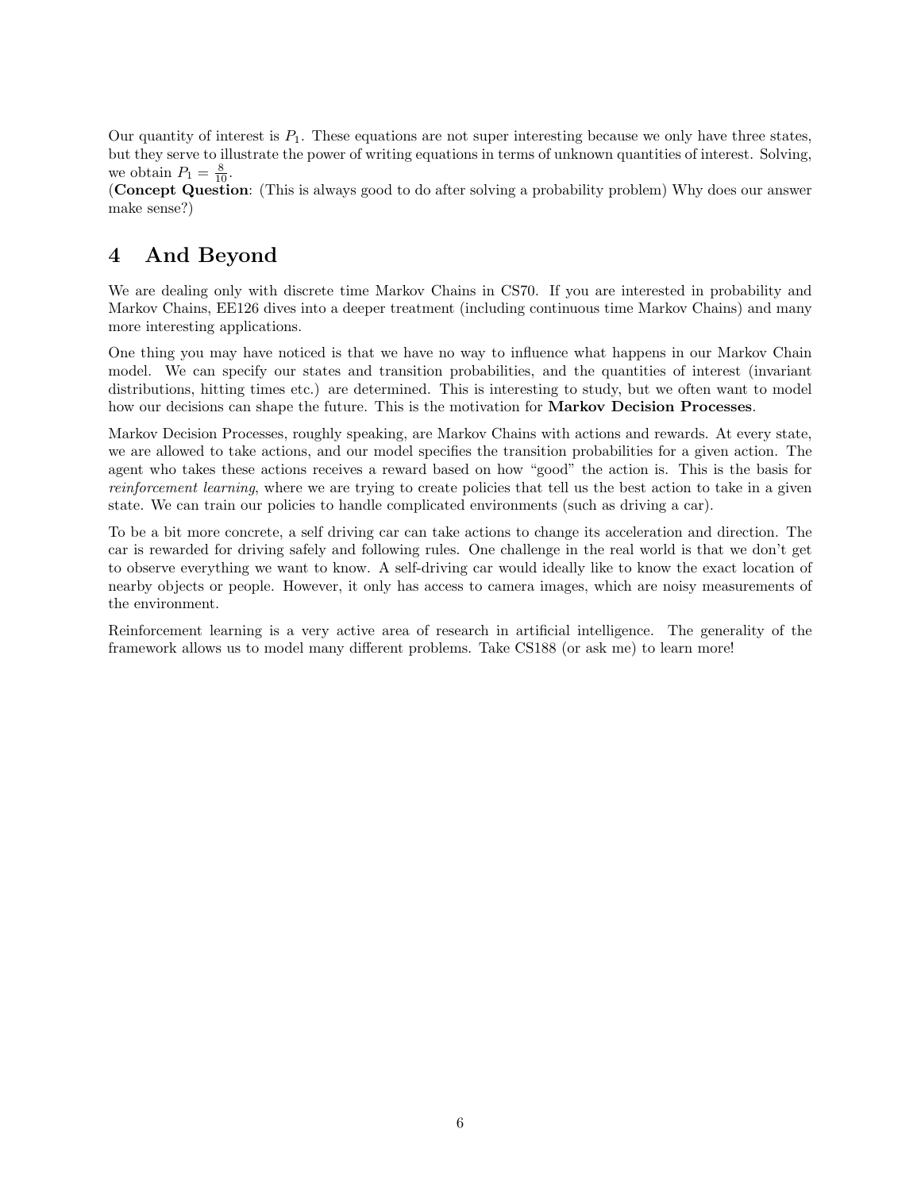Our quantity of interest is $P_1$. These equations are not super interesting because we only have three states, but they serve to illustrate the power of writing equations in terms of unknown quantities of interest. Solving, we obtain $P_1 = \frac{8}{10}$.

(**Concept Question**: (This is always good to do after solving a probability problem) Why does our answer make sense?)

# 4 And Beyond

We are dealing only with discrete time Markov Chains in CS70. If you are interested in probability and Markov Chains, EE126 dives into a deeper treatment (including continuous time Markov Chains) and many more interesting applications.

One thing you may have noticed is that we have no way to influence what happens in our Markov Chain model. We can specify our states and transition probabilities, and the quantities of interest (invariant distributions, hitting times etc.) are determined. This is interesting to study, but we often want to model how our decisions can shape the future. This is the motivation for **Markov Decision Processes**.

Markov Decision Processes, roughly speaking, are Markov Chains with actions and rewards. At every state, we are allowed to take actions, and our model specifies the transition probabilities for a given action. The agent who takes these actions receives a reward based on how "good" the action is. This is the basis for *reinforcement learning*, where we are trying to create policies that tell us the best action to take in a given state. We can train our policies to handle complicated environments (such as driving a car).

To be a bit more concrete, a self driving car can take actions to change its acceleration and direction. The car is rewarded for driving safely and following rules. One challenge in the real world is that we don't get to observe everything we want to know. A self-driving car would ideally like to know the exact location of nearby objects or people. However, it only has access to camera images, which are noisy measurements of the environment.

Reinforcement learning is a very active area of research in artificial intelligence. The generality of the framework allows us to model many different problems. Take CS188 (or ask me) to learn more!